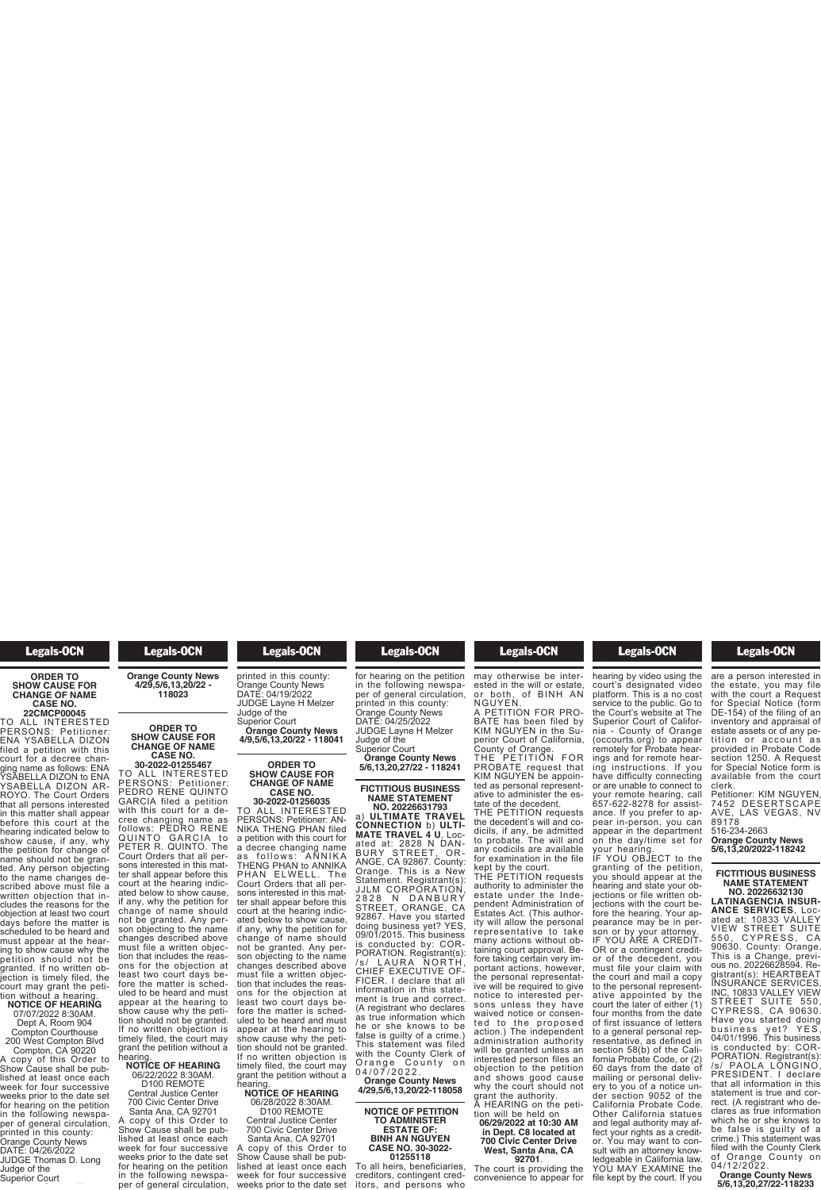## ORDER TO SHOW CAUSE FOR CHANGE OF NAME CASE NO. 22CMCP00045

TO ALL INTERESTED PERSONS: Petitioner: ENA YSABELLA DIZON filed a petition with this court for a decree changing name as follows: ENA YSABELLA DIZON to ENA YSABELLA DIZON ARROYO. The Court Orders that all persons interested in this matter shall appear before this court at the hearing indicated below to show cause, if any, why the petition for change of name should not be granted. Any person objecting to the name changes described above must file a written objection that includes the reasons for the objection at least two court days before the matter is scheduled to be heard and must appear at the hearing to show cause why the petition should not be granted. If no written objection is timely filed, the court may grant the petition without a hearing.

**NOTICE OF HEARING**
07/07/2022 8:30AM.
Dept A, Room 904
Compton Courthouse
200 West Compton Blvd
Compton, CA 90220

A copy of this Order to Show Cause shall be published at least once each week for four successive weeks prior to the date set for hearing on the petition in the following newspaper of general circulation, printed in this county: Orange County News
DATE: 04/26/2022
JUDGE Thomas D. Long
Judge of the
Superior Court

**Orange County News 4/29,5/6,13,20/22 - 118023**

## ORDER TO SHOW CAUSE FOR CHANGE OF NAME CASE NO. 30-2022-01255467

TO ALL INTERESTED PERSONS: Petitioner: PEDRO RENE QUINTO GARCIA filed a petition with this court for a decree changing name as follows: PEDRO RENE QUINTO GARCIA to PETER R. QUINTO. The Court Orders that all persons interested in this matter shall appear before this court at the hearing indicated below to show cause, if any, why the petition for change of name should not be granted. Any person objecting to the name changes described above must file a written objection that includes the reasons for the objection at least two court days before the matter is scheduled to be heard and must appear at the hearing to show cause why the petition should not be granted. If no written objection is timely filed, the court may grant the petition without a hearing.

**NOTICE OF HEARING**
06/22/2022 8:30AM.
D100 REMOTE
Central Justice Center
700 Civic Center Drive
Santa Ana, CA 92701

A copy of this Order to Show Cause shall be published at least once each week for four successive weeks prior to the date set for hearing on the petition in the following newspaper of general circulation, printed in this county: Orange County News
DATE: 04/19/2022
JUDGE Layne H Melzer
Judge of the
Superior Court

**Orange County News 4/9,5/6,13,20/22 - 118041**

## ORDER TO SHOW CAUSE FOR CHANGE OF NAME CASE NO. 30-2022-01256035

TO ALL INTERESTED PERSONS: Petitioner: ANNIKA THENG PHAN filed a petition with this court for a decree changing name as follows: ANNIKA THENG PHAN to ANNIKA PHAN ELWELL. The Court Orders that all persons interested in this matter shall appear before this court at the hearing indicated below to show cause, if any, why the petition for change of name should not be granted. Any person objecting to the name changes described above must file a written objection that includes the reasons for the objection at least two court days before the matter is scheduled to be heard and must appear at the hearing to show cause why the petition should not be granted. If no written objection is timely filed, the court may grant the petition without a hearing.

**NOTICE OF HEARING**
06/28/2022 8:30AM.
D100 REMOTE
Central Justice Center
700 Civic Center Drive
Santa Ana, CA 92701

A copy of this Order to Show Cause shall be published at least once each week for four successive weeks prior to the date set for hearing on the petition in the following newspaper of general circulation, printed in this county: Orange County News
DATE: 04/25/2022
JUDGE Layne H Melzer
Judge of the
Superior Court

**Orange County News 5/6,13,20,27/22 - 118241**

## FICTITIOUS BUSINESS NAME STATEMENT NO. 20226631793

a) **ULTIMATE TRAVEL CONNECTION** b) **ULTIMATE TRAVEL 4 U**, Located at: 2828 N DANBURY STREET, ORANGE, CA 92867. County: Orange. This is a New Statement. Registrant(s): JJLM CORPORATION, 2828 N DANBURY STREET, ORANGE, CA 92867. Have you started doing business yet? YES, 09/01/2015. This business is conducted by: CORPORATION. Registrant(s): /s/ LAURA NORTH, CHIEF EXECUTIVE OFFICER. I declare that all information in this statement is true and correct. (A registrant who declares as true information which he or she knows to be false is guilty of a crime.) This statement was filed with the County Clerk of Orange County on 04/07/2022.

**Orange County News 4/29,5/6,13,20/22-118058**

## NOTICE OF PETITION TO ADMINISTER ESTATE OF: BINH AN NGUYEN CASE NO. 30-3022-01255118

To all heirs, beneficiaries, creditors, contingent creditors, and persons who may otherwise be interested in the will or estate, or both, of BINH AN NGUYEN.

A PETITION FOR PROBATE has been filed by KIM NGUYEN in the Superior Court of California, County of Orange.

THE PETITION FOR PROBATE request that KIM NGUYEN be appointed as personal representative to administer the estate of the decedent.

THE PETITION requests the decedent's will and codicils, if any, be admitted to probate. The will and any codicils are available for examination in the file kept by the court.

THE PETITION requests authority to administer the estate under the Independent Administration of Estates Act. (This authority will allow the personal representative to take many actions without obtaining court approval. Before taking certain very important actions, however, the personal representative will be required to give notice to interested persons unless they have waived notice or consented to the proposed action.) The independent administration authority will be granted unless an interested person files an objection to the petition and shows good cause why the court should not grant the authority.

A HEARING on the petition will be held on **06/29/2022 at 10:30 AM in Dept. C8 located at 700 Civic Center Drive West, Santa Ana, CA 92701**.

The court is providing the convenience to appear for hearing by video using the court's designated video platform. This is a no cost service to the public. Go to the Court's website at The Superior Court of California - County of Orange (occourts.org) to appear remotely for Probate hearings and for remote hearing instructions. If you have difficulty connecting or are unable to connect to your remote hearing, call 657-622-8278 for assistance. If you prefer to appear in-person, you can appear in the department on the day/time set for your hearing.

IF YOU OBJECT to the granting of the petition, you should appear at the hearing and state your objections or file written objections with the court before the hearing. Your appearance may be in person or by your attorney.

IF YOU ARE A CREDITOR or a contingent creditor of the decedent, you must file your claim with the court and mail a copy to the personal representative appointed by the court the later of either (1) four months from the date of first issuance of letters to a general personal representative, as defined in section 58(b) of the California Probate Code, or (2) 60 days from the date of mailing or personal delivery to you of a notice under section 9052 of the California Probate Code. Other California statues and legal authority may affect your rights as a creditor. You may want to consult with an attorney knowledgeable in California law.

YOU MAY EXAMINE the file kept by the court. If you are a person interested in the estate, you may file with the court a Request for Special Notice (form DE-154) of the filing of an inventory and appraisal of estate assets or of any petition or account as provided in Probate Code section 1250. A Request for Special Notice form is available from the court clerk.

Petitioner: KIM NGUYEN, 7452 DESERTSCAPE AVE, LAS VEGAS, NV 89178
516-234-2663

**Orange County News 5/6,13,20/2022-118242**

## FICTITIOUS BUSINESS NAME STATEMENT NO. 20226632130

**LATINAGENCIA INSURANCE SERVICES**, Located at: 10833 VALLEY VIEW STREET SUITE 550, CYPRESS, CA 90630. County: Orange. This is a Change, previous no. 20226628594. Registrant(s): HEARTBEAT INSURANCE SERVICES, INC, 10833 VALLEY VIEW STREET SUITE 550, CYPRESS, CA 90630. Have you started doing business yet? YES, 04/01/1996. This business is conducted by: CORPORATION. Registrant(s): /s/ PAOLA LONGINO, PRESIDENT. I declare that all information in this statement is true and correct. (A registrant who declares as true information which he or she knows to be false is guilty of a crime.) This statement was filed with the County Clerk of Orange County on 04/12/2022.

**Orange County News 5/6,13,20,27/22-118233**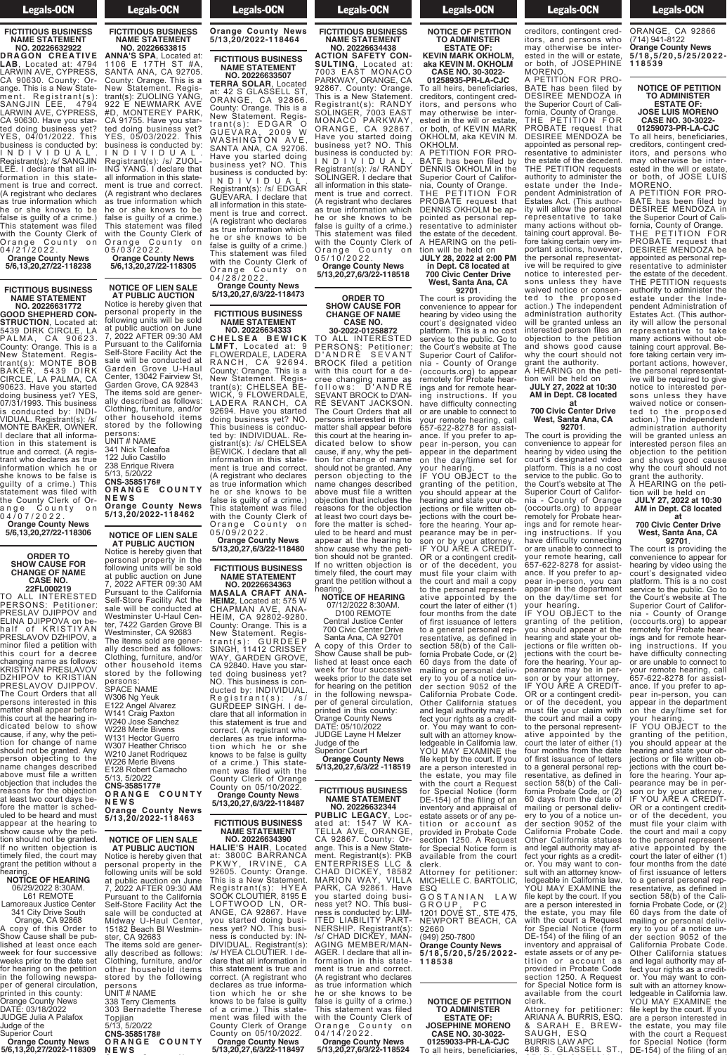**FICTITIOUS BUSINESS NAME STATEMENT NO. 20226632922**

**DRAGON CREATIVE LAB**, Located at: 4794 LARWIN AVE, CYPRESS, CA 90630. County: Orange. This is a New Statement. Registrant(s): SANGJIN LEE, 4794 LARWIN AVE, CYPRESS, CA 90630. Have you started doing business yet? YES, 04/01/2022. This business is conducted by: INDIVIDUAL. Registrant(s): /s/ SANGJIN LEE. I declare that all information in this statement is true and correct. (A registrant who declares as true information which he or she knows to be false is guilty of a crime.) This statement was filed with the County Clerk of Orange County on 04/21/2022.

**Orange County News 5/6,13,20,27/22-118238**

**FICTITIOUS BUSINESS NAME STATEMENT NO. 20226631772**

**GOOD SHEPHERD CONSTRUCTION**, Located at: 5439 DIRK CIRCLE, LA PALMA, CA 90623. County: Orange. This is a New Statement. Registrant(s): MONTE BOB BAKER, 5439 DIRK CIRCLE, LA PALMA, CA 90623. Have you started doing business yet? YES, 07/31/1993. This business is conducted by: INDIVIDUAL. Registrant(s): /s/ MONTE BAKER, OWNER. I declare that all information in this statement is true and correct. (A registrant who declares as true information which he or she knows to be false is guilty of a crime.) This statement was filed with the County Clerk of Orange County on 04/07/2022.

**Orange County News 5/6,13,20,27/22-118306**

**ORDER TO SHOW CAUSE FOR CHANGE OF NAME CASE NO. 22FL000219**

TO ALL INTERESTED PERSONS: Petitioner: PRESLAV DJIPPOV and ELINA DJIPPOVA on behalf of KRISTIYAN PRESLAVOV DZHIPOV, a minor filed a petition with this court for a decree changing name as follows: KRISTIYAN PRESLAVOV DZHIPOV to KRISTIAN PRESLAVOV DJIPPOV. The Court Orders that all persons interested in this matter shall appear before this court at the hearing indicated below to show cause, if any, why the petition for change of name should not be granted. Any person objecting to the name changes described above must file a written objection that includes the reasons for the objection at least two court days before the matter is scheduled to be heard and must appear at the hearing to show cause why the petition should not be granted. If no written objection is timely filed, the court may grant the petition without a hearing.

**NOTICE OF HEARING**
06/29/2022 8:30AM.
L61 REMOTE
Lamoreaux Justice Center
341 City Drive South
Orange, CA 92868

A copy of this Order to Show Cause shall be published at least once each week for four successive weeks prior to the date set for hearing on the petition in the following newspaper of general circulation, printed in this county: Orange County News
DATE: 03/18/2022
JUDGE Julia A Palafox
Judge of the Superior Court

**Orange County News 5/6,13,20,27/2022-118309**

**FICTITIOUS BUSINESS NAME STATEMENT NO. 20226633815**

**ANNA'S SPA**, Located at: 1106 E 17TH ST #A, SANTA ANA, CA 92705. County: Orange. This is a New Statement. Registrant(s): ZUOLING YANG, 922 E NEWMARK AVE #D, MONTEREY PARK, CA 91755. Have you started doing business yet? YES, 05/03/2022. This business is conducted by: INDIVIDUAL. Registrant(s): /s/ ZUOLING YANG. I declare that all information in this statement is true and correct. (A registrant who declares as true information which he or she knows to be false is guilty of a crime.) This statement was filed with the County Clerk of Orange County on 05/03/2022.

**Orange County News 5/6,13,20,27/22-118305**

**NOTICE OF LIEN SALE AT PUBLIC AUCTION**

Notice is hereby given that personal property in the following units will be sold at public auction on June 7, 2022 AFTER 09:30 AM Pursuant to the California Self-Store Facility Act the sale will be conducted at Garden Grove U-Haul Center, 13042 Fairview St, Garden Grove, CA 92843 The items sold are generally described as follows: Clothing, furniture, and/or other household items stored by the following persons:
UNIT # NAME
341 Nick Toleafoa
122 Julio Castillo
238 Enrique Rivera
5/13, 5/20/22
CNS-3585176#
**ORANGE COUNTY NEWS**
**Orange County News 5/13,20/2022-118462**

**NOTICE OF LIEN SALE AT PUBLIC AUCTION**

Notice is hereby given that personal property in the following units will be sold at public auction on June 7, 2022 AFTER 09:30 AM Pursuant to the California Self-Store Facility Act the sale will be conducted at Westminster U-Haul Center, 7422 Garden Grove Bl Westminster, CA 92683 The items sold are generally described as follows: Clothing, furniture, and/or other household items stored by the following persons:
SPACE NAME
W306 Ng Yeuk
E122 Angel Alvarez
W141 Craig Paxton
W240 Jose Sanchez
W228 Merle Bivens
W131 Hector Guerro
W307 Heather Chrisco
W210 Janet Rodriquez
W226 Merle Bivens
E128 Robert Camacho
5/13, 5/20/22
CNS-3585177#
**ORANGE COUNTY NEWS**
**Orange County News 5/13,20/2022-118463**

**NOTICE OF LIEN SALE AT PUBLIC AUCTION**

Notice is hereby given that personal property in the following units will be sold at public auction on June 7, 2022 AFTER 09:30 AM Pursuant to the California Self-Store Facility Act the sale will be conducted at Midway U-Haul Center, 15182 Beach Bl Westminster, CA 92683 The items sold are generally described as follows: Clothing, furniture, and/or other household items stored by the following persons
UNIT # NAME
338 Terry Clements
303 Bernadette Therese Topjian
5/13, 5/20/22
CNS-3585178#
**ORANGE COUNTY NEWS**
**Orange County News 5/13,20/2022-118464**

**FICTITIOUS BUSINESS NAME STATEMENT NO. 20226633507**

**TERRA SOLAR**, Located at: 42 S GLASSELL ST, ORANGE, CA 92866. County: Orange. This is a New Statement. Registrant(s): EDGAR O GUEVARA, 2009 W WASHINGTON AVE, SANTA ANA, CA 92706. Have you started doing business yet? NO. This business is conducted by: INDIVIDUAL. Registrant(s): /s/ EDGAR GUEVARA. I declare that all information in this statement is true and correct. (A registrant who declares as true information which he or she knows to be false is guilty of a crime.) This statement was filed with the County Clerk of Orange County on 04/28/2022.

**Orange County News 5/13,20,27,6/3/22-118473**

**FICTITIOUS BUSINESS NAME STATEMENT NO. 20226634333**

**CHELSEA BEWICK LMFT**, Located at: 9 FLOWERDALE, LADERA RANCH, CA 92694. County: Orange. This is a New Statement. Registrant(s): CHELSEA BEWICK, 9 FLOWERDALE, LADERA RANCH, CA 92694. Have you started doing business yet? NO. This business is conducted by: INDIVIDUAL. Registrant(s): /s/ CHELSEA BEWICK. I declare that all information in this statement is true and correct. (A registrant who declares as true information which he or she knows to be false is guilty of a crime.) This statement was filed with the County Clerk of Orange County on 05/09/2022.

**Orange County News 5/13,20,27,6/3/22-118480**

**FICTITIOUS BUSINESS NAME STATEMENT NO. 20226634363**

**MASALA CRAFT ANAHEIM2**, Located at: 575 W CHAPMAN AVE, ANAHEIM, CA 92802-9280. County: Orange. This is a New Statement. Registrant(s): GURDEEP SINGH, 11412 CRISSEY WAY, GARDEN GROVE, CA 92840. Have you started doing business yet? NO. This business is conducted by: INDIVIDUAL. Registrant(s): /s/ GURDEEP SINGH. I declare that all information in this statement is true and correct. (A registrant who declares as true information which he or she knows to be false is guilty of a crime.) This statement was filed with the County Clerk of Orange County on 05/10/2022.

**Orange County News 5/13,20,27,6/3/22-118487**

**FICTITIOUS BUSINESS NAME STATEMENT NO. 20226634390**

**HALIE'S HAIR**, Located at: 3800C BARRANCA PKWY, IRVINE, CA 92605. County: Orange. This is a New Statement. Registrant(s): HYEA SOOK CLOUTIER, 8195 E LOFTWOOD LN, ORANGE, CA 92867. Have you started doing business yet? NO. This business is conducted by: INDIVIDUAL. Registrant(s): /s/ HYEA CLOUTIER. I declare that all information in this statement is true and correct. (A registrant who declares as true information which he or she knows to be false is guilty of a crime.) This statement was filed with the County Clerk of Orange County on 05/10/2022.

**Orange County News 5/13,20,27,6/3/22-118497**

**FICTITIOUS BUSINESS NAME STATEMENT NO. 20226634438**

**ACTION SAFETY CONSULTING**, Located at: 7003 EAST MONACO PARKWAY, ORANGE, CA 92867. County: Orange. This is a New Statement. Registrant(s): RANDY SOLINGER, 7003 EAST MONACO PARKWAY, ORANGE, CA 92867. Have you started doing business yet? NO. This business is conducted by: INDIVIDUAL. Registrant(s): /s/ RANDY SOLINGER. I declare that all information in this statement is true and correct. (A registrant who declares as true information which he or she knows to be false is guilty of a crime.) This statement was filed with the County Clerk of Orange County on 05/10/2022.

**Orange County News 5/13,20,27,6/3/22-118518**

**ORDER TO SHOW CAUSE FOR CHANGE OF NAME CASE NO. 30-2022-01258872**

TO ALL INTERESTED PERSONS: Petitioner: D'ANDRE SEVANT BROCK filed a petition with this court for a decree changing name as follows: D'ANDRE SEVANT BROCK to D'ANDRE SEVANT JACKSON. The Court Orders that all persons interested in this matter shall appear before this court at the hearing indicated below to show cause, if any, why the petition for change of name should not be granted. Any person objecting to the name changes described above must file a written objection that includes the reasons for the objection at least two court days before the matter is scheduled to be heard and must appear at the hearing to show cause why the petition should not be granted. If no written objection is timely filed, the court may grant the petition without a hearing.

**NOTICE OF HEARING**
07/12/2022 8:30AM.
D100 REMOTE
Central Justice Center
700 Civic Center Drive
Santa Ana, CA 92701

A copy of this Order to Show Cause shall be published at least once each week for four successive weeks prior to the date set for hearing on the petition in the following newspaper of general circulation, printed in this county: Orange County News
DATE: 05/10/2022
JUDGE Layne H Melzer
Judge of the Superior Court

**Orange County News 5/13,20,27,6/3/22-118519**

**FICTITIOUS BUSINESS NAME STATEMENT NO. 20226632344**

**PUBLIC LEGACY**, Located at: 1547 W KATELLA AVE, ORANGE, CA 92867. County: Orange. This is a New Statement. Registrant(s): PKB ENTERPRISES LLC & CHAD DICKEY, 18582 MARION WAY, VILLA PARK, CA 92861. Have you started doing business yet? NO. This business is conducted by: LIMITED LIABILITY PARTNERSHIP. Registrant(s): /s/ CHAD DICKEY, MANAGING MEMBER/MANAGER. I declare that all information in this statement is true and correct. (A registrant who declares as true information which he or she knows to be false is guilty of a crime.) This statement was filed with the County Clerk of Orange County on 04/14/2022.

**Orange County News 5/13,20,27,6/3/22-118524**

**NOTICE OF PETITION TO ADMINISTER ESTATE OF: KEVIN MARK OKHOLM, aka KEVIN M. OKHOLM CASE NO. 30-2022-01258935-PR-LA-CJC**

To all heirs, beneficiaries, creditors, contingent creditors, and persons who may otherwise be interested in the will or estate, or both, of KEVIN MARK OKHOLM, aka KEVIN M. OKHOLM.

A PETITION FOR PROBATE has been filed by DENNIS OKHOLM in the Superior Court of California, County of Orange.

THE PETITION FOR PROBATE request that DENNIS OKHOLM be appointed as personal representative to administer the estate of the decedent.

A HEARING on the petition will be held on **JULY 28, 2022 at 2:00 PM in Dept. C8 located at 700 Civic Center Drive West, Santa Ana, CA 92701**.

The court is providing the convenience to appear for hearing by video using the court's designated video platform. This is a no cost service to the public. Go to the Court's website at The Superior Court of California - County of Orange (occourts.org) to appear remotely for Probate hearings and for remote hearing instructions. If you have difficulty connecting or are unable to connect to your remote hearing, call 657-622-8278 for assistance. If you prefer to appear in-person, you can appear in the department on the day/time set for your hearing.

IF YOU OBJECT to the granting of the petition, you should appear at the hearing and state your objections or file written objections with the court before the hearing. Your appearance may be in person or by your attorney.

IF YOU ARE A CREDITOR or a contingent creditor of the decedent, you must file your claim with the court and mail a copy to the personal representative appointed by the court the later of either (1) four months from the date of first issuance of letters to a general personal representative, as defined in section 58(b) of the California Probate Code, or (2) 60 days from the date of mailing or personal delivery to you of a notice under section 9052 of the California Probate Code. Other California statues and legal authority may affect your rights as a creditor. You may want to consult with an attorney knowledgeable in California law.

YOU MAY EXAMINE the file kept by the court. If you are a person interested in the estate, you may file with the court a Request for Special Notice (form DE-154) of the filing of an inventory and appraisal of estate assets or of any petition or account as provided in Probate Code section 1250. A Request for Special Notice form is available from the court clerk.

Attorney for petitioner:
MICHELLE C. BARTOLIC, ESQ
GOSTANIAN LAW GROUP, PC
1201 DOVE ST., STE 475, NEWPORT BEACH, CA 92660
(949) 250-7800

**Orange County News 5/18,5/20,5/25/2022-118538**

**NOTICE OF PETITION TO ADMINISTER ESTATE OF: JOSEPHINE MORENO CASE NO. 30-2022-01259033-PR-LA-CJC**

To all heirs, beneficiaries, creditors, contingent creditors, and persons who may otherwise be interested in the will or estate, or both, of JOSEPHINE MORENO.

A PETITION FOR PROBATE has been filed by DESIREE MENDOZA in the Superior Court of California, County of Orange.

THE PETITION FOR PROBATE request that DESIREE MENDOZA be appointed as personal representative to administer the estate of the decedent.

THE PETITION requests authority to administer the estate under the Independent Administration of Estates Act. (This authority will allow the personal representative to take many actions without obtaining court approval. Before taking certain very important actions, however, the personal representative will be required to give notice to interested persons unless they have waived notice or consented to the proposed action.) The independent administration authority will be granted unless an interested person files an objection to the petition and shows good cause why the court should not grant the authority.

A HEARING on the petition will be held on **JULY 27, 2022 at 10:30 AM in Dept. C8 located at 700 Civic Center Drive West, Santa Ana, CA 92701**.

The court is providing the convenience to appear for hearing by video using the court's designated video platform. This is a no cost service to the public. Go to the Court's website at The Superior Court of California - County of Orange (occourts.org) to appear remotely for Probate hearings and for remote hearing instructions. If you have difficulty connecting or are unable to connect to your remote hearing, call 657-622-8278 for assistance. If you prefer to appear in-person, you can appear in the department on the day/time set for your hearing.

IF YOU OBJECT to the granting of the petition, you should appear at the hearing and state your objections or file written objections with the court before the hearing. Your appearance may be in person or by your attorney.

IF YOU ARE A CREDITOR or a contingent creditor of the decedent, you must file your claim with the court and mail a copy to the personal representative appointed by the court the later of either (1) four months from the date of first issuance of letters to a general personal representative, as defined in section 58(b) of the California Probate Code, or (2) 60 days from the date of mailing or personal delivery to you of a notice under section 9052 of the California Probate Code. Other California statues and legal authority may affect your rights as a creditor. You may want to consult with an attorney knowledgeable in California law.

YOU MAY EXAMINE the file kept by the court. If you are a person interested in the estate, you may file with the court a Request for Special Notice (form DE-154) of the filing of an inventory and appraisal of estate assets or of any petition or account as provided in Probate Code section 1250. A Request for Special Notice form is available from the court clerk.

Attorney for petitioner:
ARIANA A. BURRIS, ESQ. & SARAH E. BREWSAUGH, ESQ
BURRIS LAW APC
488 S. GLASSELL ST., ORANGE, CA 92866
(714) 941-8122

**Orange County News 5/18,5/20,5/25/2022-118539**

**NOTICE OF PETITION TO ADMINISTER ESTATE OF: JOSE LUIS MORENO CASE NO. 30-2022-01259073-PR-LA-CJC**

To all heirs, beneficiaries, creditors, contingent creditors, and persons who may otherwise be interested in the will or estate, or both, of JOSE LUIS MORENO.

A PETITION FOR PROBATE has been filed by DESIREE MENDOZA in the Superior Court of California, County of Orange.

THE PETITION FOR PROBATE request that DESIREE MENDOZA be appointed as personal representative to administer the estate of the decedent.

THE PETITION requests authority to administer the estate under the Independent Administration of Estates Act. (This authority will allow the personal representative to take many actions without obtaining court approval. Before taking certain very important actions, however, the personal representative will be required to give notice to interested persons unless they have waived notice or consented to the proposed action.) The independent administration authority will be granted unless an interested person files an objection to the petition and shows good cause why the court should not grant the authority.

A HEARING on the petition will be held on **JULY 27, 2022 at 10:30 AM in Dept. C8 located at 700 Civic Center Drive West, Santa Ana, CA 92701**.

The court is providing the convenience to appear for hearing by video using the court's designated video platform. This is a no cost service to the public. Go to the Court's website at The Superior Court of California - County of Orange (occourts.org) to appear remotely for Probate hearings and for remote hearing instructions. If you have difficulty connecting or are unable to connect to your remote hearing, call 657-622-8278 for assistance. If you prefer to appear in-person, you can appear in the department on the day/time set for your hearing.

IF YOU OBJECT to the granting of the petition, you should appear at the hearing and state your objections or file written objections with the court before the hearing. Your appearance may be in person or by your attorney.

IF YOU ARE A CREDITOR or a contingent creditor of the decedent, you must file your claim with the court and mail a copy to the personal representative appointed by the court the later of either (1) four months from the date of first issuance of letters to a general personal representative, as defined in section 58(b) of the California Probate Code, or (2) 60 days from the date of mailing or personal delivery to you of a notice under section 9052 of the California Probate Code. Other California statues and legal authority may affect your rights as a creditor. You may want to consult with an attorney knowledgeable in California law.

YOU MAY EXAMINE the file kept by the court. If you are a person interested in the estate, you may file with the court a Request for Special Notice (form DE-154) of the filing of an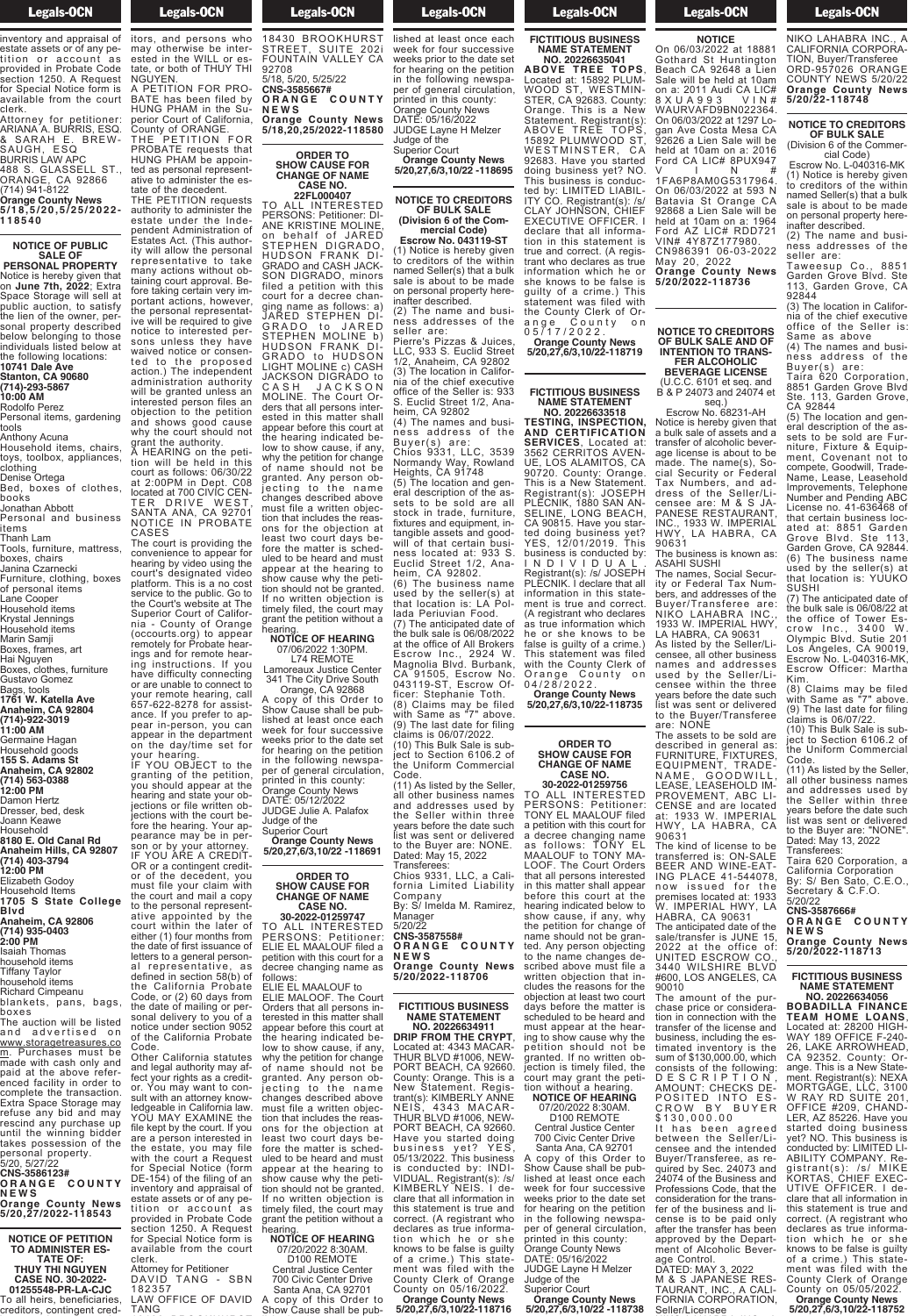inventory and appraisal of estate assets or of any petition or account as provided in Probate Code section 1250. A Request for Special Notice form is available from the court clerk.

Attorney for petitioner: ARIANA A. BURRIS, ESQ. & SARAH E. BREWSAUGH, ESQ
BURRIS LAW APC
488 S. GLASSELL ST., ORANGE, CA 92866
(714) 941-8122
**Orange County News 5/18,5/20,5/25/2022-118540**

## NOTICE OF PUBLIC SALE OF PERSONAL PROPERTY

Notice is hereby given that on **June 7th, 2022**; Extra Space Storage will sell at public auction, to satisfy the lien of the owner, personal property described below belonging to those individuals listed below at the following locations:

**10741 Dale Ave**
**Stanton, CA 90680**
**(714)-293-5867**
**10:00 AM**
Rodolfo Perez
Personal items, gardening tools
Anthony Acuna
Household items, chairs, toys, toolbox, appliances, clothing
Denise Ortega
Bed, boxes of clothes, books
Jonathan Abbott
Personal and business items
Thanh Lam
Tools, furniture, mattress, boxes, chairs
Janina Czarnecki
Furniture, clothing, boxes of personal items
Lane Cooper
Household items
Krystal Jennings
Household items
Marin Samji
Boxes, frames, art
Hai Nguyen
Boxes, clothes, furniture
Gustavo Gomez
Bags, tools

**1761 W. Katella Ave**
**Anaheim, CA 92804**
**(714)-922-3019**
**11:00 AM**
Germaine Hagan
Household goods

**155 S. Adams St**
**Anaheim, CA 92802**
**(714) 563-0388**
**12:00 PM**
Damon Hertz
Dresser, bed, desk
Joann Keawe
Household

**8180 E. Old Canal Rd**
**Anaheim Hills, CA 92807**
**(714) 403-3794**
**12:00 PM**
Elizabeth Godoy
Household Items

**1705 S State College Blvd**
**Anaheim, CA 92806**
**(714) 935-0403**
**2:00 PM**
Isaiah Thomas
household items
Tiffany Taylor
household items
Richard Cimpeanu
blankets, pans, bags, boxes

The auction will be listed and advertised on www.storagetreasures.com. Purchases must be made with cash only and paid at the above referenced facility in order to complete the transaction. Extra Space Storage may refuse any bid and may rescind any purchase up until the winning bidder takes possession of the personal property.
5/20, 5/27/22
**CNS-3586123#**
**ORANGE COUNTY NEWS**
**Orange County News 5/20,27/2022-118543**

## NOTICE OF PETITION TO ADMINISTER ESTATE OF: THUY THI NGUYEN CASE NO. 30-2022-01255548-PR-LA-CJC

To all heirs, beneficiaries, creditors, contingent creditors, and persons who may otherwise be interested in the WILL or estate, or both of THUY THI NGUYEN.

A PETITION FOR PROBATE has been filed by HUNG PHAM in the Superior Court of California, County of ORANGE.

THE PETITION FOR PROBATE requests that HUNG PHAM be appointed as personal representative to administer the estate of the decedent.

THE PETITION requests authority to administer the estate under the Independent Administration of Estates Act. (This authority will allow the personal representative to take many actions without obtaining court approval. Before taking certain very important actions, however, the personal representative will be required to give notice to interested persons unless they have waived notice or consented to the proposed action.) The independent administration authority will be granted unless an interested person files an objection to the petition and shows good cause why the court should not grant the authority.

A HEARING on the petition will be held in this court as follows: 06/30/22 at 2:00PM in Dept. C08 located at 700 CIVIC CENTER DRIVE WEST, SANTA ANA, CA 92701

NOTICE IN PROBATE CASES

The court is providing the convenience to appear for hearing by video using the court's designated video platform. This is a no cost service to the public. Go to the Court's website at The Superior Court of California - County of Orange (occourts.org) to appear remotely for Probate hearings and for remote hearing instructions. If you have difficulty connecting or are unable to connect to your remote hearing, call 657-622-8278 for assistance. If you prefer to appear in-person, you can appear in the department on the day/time set for your hearing.

IF YOU OBJECT to the granting of the petition, you should appear at the hearing and state your objections or file written objections with the court before the hearing. Your appearance may be in person or by your attorney.

IF YOU ARE A CREDITOR or a contingent creditor of the decedent, you must file your claim with the court and mail a copy to the personal representative appointed by the court within the later of either (1) four months from the date of first issuance of letters to a general personal representative, as defined in section 58(b) of the California Probate Code, or (2) 60 days from the date of mailing or personal delivery to you of a notice under section 9052 of the California Probate Code.

Other California statutes and legal authority may affect your rights as a creditor. You may want to consult with an attorney knowledgeable in California law.

YOU MAY EXAMINE the file kept by the court. If you are a person interested in the estate, you may file with the court a Request for Special Notice (form DE-154) of the filing of an inventory and appraisal of estate assets or of any petition or account as provided in Probate Code section 1250. A Request for Special Notice form is available from the court clerk.

Attorney for Petitioner
DAVID TANG - SBN 182357
LAW OFFICE OF DAVID TANG
18430 BROOKHURST STREET, SUITE 202i FOUNTAIN VALLEY CA 92708
5/18, 5/20, 5/25/22
**CNS-3585667#**
**ORANGE COUNTY NEWS**
**Orange County News 5/18,20,25/2022-118580**

## ORDER TO SHOW CAUSE FOR CHANGE OF NAME CASE NO. 22FL000407

TO ALL INTERESTED PERSONS: Petitioner: DIANE KRISTINE MOLINE, on behalf of JARED STEPHEN DIGRADO, HUDSON FRANK DIGRADO and CASH JACKSON DIGRADO, minors filed a petition with this court for a decree changing name as follows: a) JARED STEPHEN DIGRADO to JARED STEPHEN MOLINE b) HUDSON FRANK DIGRADO to HUDSON LIGHT MOLINE c) CASH JACKSON DIGRADO to CASH JACKSON MOLINE. The Court Orders that all persons interested in this matter shall appear before this court at the hearing indicated below to show cause, if any, why the petition for change of name should not be granted. Any person objecting to the name changes described above must file a written objection that includes the reasons for the objection at least two court days before the matter is scheduled to be heard and must appear at the hearing to show cause why the petition should not be granted. If no written objection is timely filed, the court may grant the petition without a hearing.

**NOTICE OF HEARING**
07/06/2022 1:30PM.
L74 REMOTE
Lamoreaux Justice Center
341 The City Drive South
Orange, CA 92868

A copy of this Order to Show Cause shall be published at least once each week for four successive weeks prior to the date set for hearing on the petition in the following newspaper of general circulation, printed in this county: Orange County News
DATE: 05/12/2022
JUDGE Julie A. Palafox
Judge of the Superior Court
**Orange County News 5/20,27,6/3,10/22 -118691**

## ORDER TO SHOW CAUSE FOR CHANGE OF NAME CASE NO. 30-2022-01257747

TO ALL INTERESTED PERSONS: Petitioner: ELIE EL MAALOUF filed a petition with this court for a decree changing name as follows:
ELIE EL MAALOUF to ELIE MALOOF. The Court Orders that all persons interested in this matter shall appear before this court at the hearing indicated below to show cause, if any, why the petition for change of name should not be granted. Any person objecting to the name changes described above must file a written objection that includes the reasons for the objection at least two court days before the matter is scheduled to be heard and must appear at the hearing to show cause why the petition should not be granted. If no written objection is timely filed, the court may grant the petition without a hearing.

**NOTICE OF HEARING**
07/20/2022 8:30AM.
D100 REMOTE
Central Justice Center
700 Civic Center Drive
Santa Ana, CA 92701

A copy of this Order to Show Cause shall be published at least once each week for four successive weeks prior to the date set for hearing on the petition in the following newspaper of general circulation, printed in this county: Orange County News
DATE: 05/16/2022
JUDGE Layne H Melzer
Judge of the Superior Court
**Orange County News 5/20,27,6/3,10/22 -118695**

## NOTICE TO CREDITORS OF BULK SALE (Division 6 of the Commercial Code) Escrow No. 043119-ST

(1) Notice is hereby given to creditors of the within named Seller(s) that a bulk sale is about to be made on personal property hereinafter described.
(2) The name and business addresses of the seller are:
Pierre's Pizzas & Juices, LLC, 933 S. Euclid Street 1/2, Anaheim, CA 92802
(3) The location in California of the chief executive office of the Seller is: 933 S. Euclid Street 1/2, Anaheim, CA 92802
(4) The names and business address of the Buyer(s) are:
Chios 9331, LLC, 3539 Normandy Way, Rowland Heights, CA 91748
(5) The location and general description of the assets to be sold are all stock in trade, furniture, fixtures and equipment, intangible assets and goodwill of that certain business located at: 933 S. Euclid Street 1/2, Anaheim, CA 92802.
(6) The business name used by the seller(s) at that location is: LA Pollada Periuvian Food.
(7) The anticipated date of the bulk sale is 06/08/2022 at the office of All Brokers Escrow Inc., 2924 W. Magnolia Blvd. Burbank, CA 91505, Escrow No. 043119-ST, Escrow Officer: Stephanie Toth.
(8) Claims may be filed with Same as "7" above.
(9) The last date for filing claims is 06/07/2022.
(10) This Bulk Sale is subject to Section 6106.2 of the Uniform Commercial Code.
(11) As listed by the Seller, all other business names and addresses used by the Seller within three years before the date such list was sent or delivered to the Buyer are: NONE.
Dated: May 15, 2022
Transferees:
Chios 9331, LLC, a California Limited Liability Company
By: S/ Imelda M. Ramirez, Manager
5/20/22
**CNS-3587558#**
**ORANGE COUNTY NEWS**
**Orange County News 5/20/2022-118706**

## FICTITIOUS BUSINESS NAME STATEMENT NO. 20226634911

**DRIP FROM THE CRYPT**, Located at: 4343 MACARTHUR BLVD #1006, NEWPORT BEACH, CA 92660. County: Orange. This is a New Statement. Registrant(s): KIMBERLY ANNE NEIS, 4343 MACARTHUR BLVD #1006, NEWPORT BEACH, CA 92660. Have you started doing business yet? YES, 05/13/2022. This business is conducted by: INDIVIDUAL. Registrant(s): /s/ KIMBERLY NEIS. I declare that all information in this statement is true and correct. (A registrant who declares as true information which he or she knows to be false is guilty of a crime.) This statement was filed with the County Clerk of Orange County on 05/16/2022.
**Orange County News 5/20,27,6/3,10/22-118716**

## FICTITIOUS BUSINESS NAME STATEMENT NO. 20226635041

**ABOVE TREE TOPS**, Located at: 15892 PLUMWOOD ST, WESTMINSTER, CA 92683. County: Orange. This is a New Statement. Registrant(s): ABOVE TREE TOPS, 15892 PLUMWOOD ST, WESTMINSTER, CA 92683. Have you started doing business yet? NO. This business is conducted by: LIMITED LIABILITY CO. Registrant(s): /s/ CLAY JOHNSON, CHIEF EXECUTIVE OFFICER. I declare that all information in this statement is true and correct. (A registrant who declares as true information which he or she knows to be false is guilty of a crime.) This statement was filed with the County Clerk of Orange County on 05/17/2022.
**Orange County News 5/20,27,6/3,10/22-118719**

## FICTITIOUS BUSINESS NAME STATEMENT NO. 20226633518

**TESTING, INSPECTION, AND CERTIFICATION SERVICES**, Located at: 3562 CERRITOS AVENUE, LOS ALAMITOS, CA 90720. County: Orange. This is a New Statement. Registrant(s): JOSEPH PLECNIK, 1880 SAN ANSELINE, LONG BEACH, CA 90815. Have you started doing business yet? YES, 12/01/2019. This business is conducted by: INDIVIDUAL. Registrant(s): /s/ JOSEPH PLECNIK. I declare that all information in this statement is true and correct. (A registrant who declares as true information which he or she knows to be false is guilty of a crime.) This statement was filed with the County Clerk of Orange County on 04/28/2022.
**Orange County News 5/20,27,6/3,10/22-118735**

## ORDER TO SHOW CAUSE FOR CHANGE OF NAME CASE NO. 30-2022-01259756

TO ALL INTERESTED PERSONS: Petitioner: TONY EL MAALOUF filed a petition with this court for a decree changing name as follows: TONY EL MAALOUF to TONY MALOOF. The Court Orders that all persons interested in this matter shall appear before this court at the hearing indicated below to show cause, if any, why the petition for change of name should not be granted. Any person objecting to the name changes described above must file a written objection that includes the reasons for the objection at least two court days before the matter is scheduled to be heard and must appear at the hearing to show cause why the petition should not be granted. If no written objection is timely filed, the court may grant the petition without a hearing.

**NOTICE OF HEARING**
07/20/2022 8:30AM.
D100 REMOTE
Central Justice Center
700 Civic Center Drive
Santa Ana, CA 92701

A copy of this Order to Show Cause shall be published at least once each week for four successive weeks prior to the date set for hearing on the petition in the following newspaper of general circulation, printed in this county: Orange County News
DATE: 05/16/2022
JUDGE Layne H Melzer
Judge of the Superior Court
**Orange County News 5/20,27,6/3,10/22 -118738**

## NOTICE

On 06/03/2022 at 18881 Gothard St Huntington Beach CA 92648 a Lien Sale will be held at 10am on a: 2011 Audi CA LIC# 8XUA993 VIN# WAURVAFD9BN022364. On 06/03/2022 at 1297 Logan Ave Costa Mesa CA 92626 a Lien Sale will be held at 10am on a: 2016 Ford CA LIC# 8PUX947 V I N # 1FA6P8AM0G5317964. On 06/03/2022 at 593 N Batavia St Orange CA 92868 a Lien Sale will be held at 10am on a: 1964 Ford AZ LIC# RDD721 VIN# 4Y87Z177980.
CN986391 06-03-2022
May 20, 2022
**Orange County News 5/20/2022-118736**

## NOTICE TO CREDITORS OF BULK SALE AND OF INTENTION TO TRANSFER ALCOHOLIC BEVERAGE LICENSE

(U.C.C. 6101 et seq. and B & P 24073 and 24074 et seq.)
Escrow No. 68231-AH

Notice is hereby given that a bulk sale of assets and a transfer of alcoholic beverage license is about to be made. The name(s), Social Security or Federal Tax Numbers, and address of the Seller/Licensee are: M & S JAPANESE RESTAURANT, INC., 1933 W. IMPERIAL HWY, LA HABRA, CA 90631

The business is known as: ASAHI SUSHI

The names, Social Security or Federal Tax Numbers, and addresses of the Buyer/Transferee are: NIKO LAHABRA INC., 1933 W. IMPERIAL HWY, LA HABRA, CA 90631

As listed by the Seller/Licensee, all other business names and addresses used by the Seller/Licensee within three years before the date such list was sent or delivered to the Buyer/Transferee are: NONE

The assets to be sold are described in general as: FURNITURE, FIXTURES, EQUIPMENT, TRADENAME, GOODWILL, LEASE, LEASEHOLD IMPROVEMENT, ABC LICENSE and are located at: 1933 W. IMPERIAL HWY, LA HABRA, CA 90631

The kind of license to be transferred is: ON-SALE BEER AND WINE-EATING PLACE 41-544078, now issued for the premises located at: 1933 W. IMPERIAL HWY, LA HABRA, CA 90631

The anticipated date of the sale/transfer is JUNE 15, 2022 at the office of: UNITED ESCROW CO., 3440 WILSHIRE BLVD #600, LOS ANGELES, CA 90010

The amount of the purchase price or consideration in connection with the transfer of the license and business, including the estimated inventory is the sum of $130,000.00, which consists of the following: DESCRIPTION, AMOUNT: CHECKS DEPOSITED INTO ESCROW BY BUYER $130,000.00

It has been agreed between the Seller/Licensee and the intended Buyer/Transferee, as required by Sec. 24073 and 24074 of the Business and Professions Code, that the consideration for the transfer of the business and license is to be paid only after the transfer has been approved by the Department of Alcoholic Beverage Control.

DATED: MAY 3, 2022
M & S JAPANESE RESTAURANT, INC., A CALIFORNIA CORPORATION, Seller/Licensee
NIKO LAHABRA INC., A CALIFORNIA CORPORATION, Buyer/Transferee
ORD-957026 ORANGE COUNTY NEWS 5/20/22
**Orange County News 5/20/22-118748**

## NOTICE TO CREDITORS OF BULK SALE (Division 6 of the Commercial Code)

Escrow No. L-040316-MK
(1) Notice is hereby given to creditors of the within named Seller(s) that a bulk sale is about to be made on personal property hereinafter described.
(2) The name and business addresses of the seller are:
Taweesup Co., 8851 Garden Grove Blvd. Ste 113, Garden Grove, CA 92844
(3) The location in California of the chief executive office of the Seller is: Same as above
(4) The names and business address of the Buyer(s) are:
Taira 620 Corporation, 8851 Garden Grove Blvd Ste. 113, Garden Grove, CA 92844
(5) The location and general description of the assets to be sold are Furniture, Fixture & Equipment, Covenant not to compete, Goodwill, Tradename, Lease, Leasehold Improvements, Telephone Number and Pending ABC License no. 41-636468 of that certain business located at: 8851 Garden Grove Blvd. Ste 113, Garden Grove, CA 92844.
(6) The business name used by the seller(s) at that location is: YUUKO SUSHI
(7) The anticipated date of the bulk sale is 06/08/22 at the office of Tower Escrow Inc., 3400 W. Olympic Blvd. Suite 201 Los Angeles, CA 90019, Escrow No. L-040316-MK, Escrow Officer: Martha Kim.
(8) Claims may be filed with Same as "7" above.
(9) The last date for filing claims is 06/07/22.
(10) This Bulk Sale is subject to Section 6106.2 of the Uniform Commercial Code.
(11) As listed by the Seller, all other business names and addresses used by the Seller within three years before the date such list was sent or delivered to the Buyer are: "NONE".
Dated: May 13, 2022
Transferees:
Taira 620 Corporation, a California Corporation
By: S/ Ben Sato, C.E.O., Secretary & C.F.O.
5/20/22
**CNS-3587666#**
**ORANGE COUNTY NEWS**
**Orange County News 5/20/2022-118713**

## FICTITIOUS BUSINESS NAME STATEMENT NO. 20226634056

**BOBADILLA FINANCE TEAM HOME LOANS**, Located at: 28200 HIGHWAY 189 OFFICE F-240-26, LAKE ARROWHEAD, CA 92352. County: Orange. This is a New Statement. Registrant(s): NEXA MORTGAGE, LLC, 3100 W RAY RD SUITE 201, OFFICE #209, CHANDLER, AZ 85226. Have you started doing business yet? NO. This business is conducted by: LIMITED LIABILITY COMPANY. Registrant(s): /s/ MIKE KORTAS, CHIEF EXECUTIVE OFFICER. I declare that all information in this statement is true and correct. (A registrant who declares as true information which he or she knows to be false is guilty of a crime.) This statement was filed with the County Clerk of Orange County on 05/05/2022.
**Orange County News 5/20,27,6/3,10/22-118752**